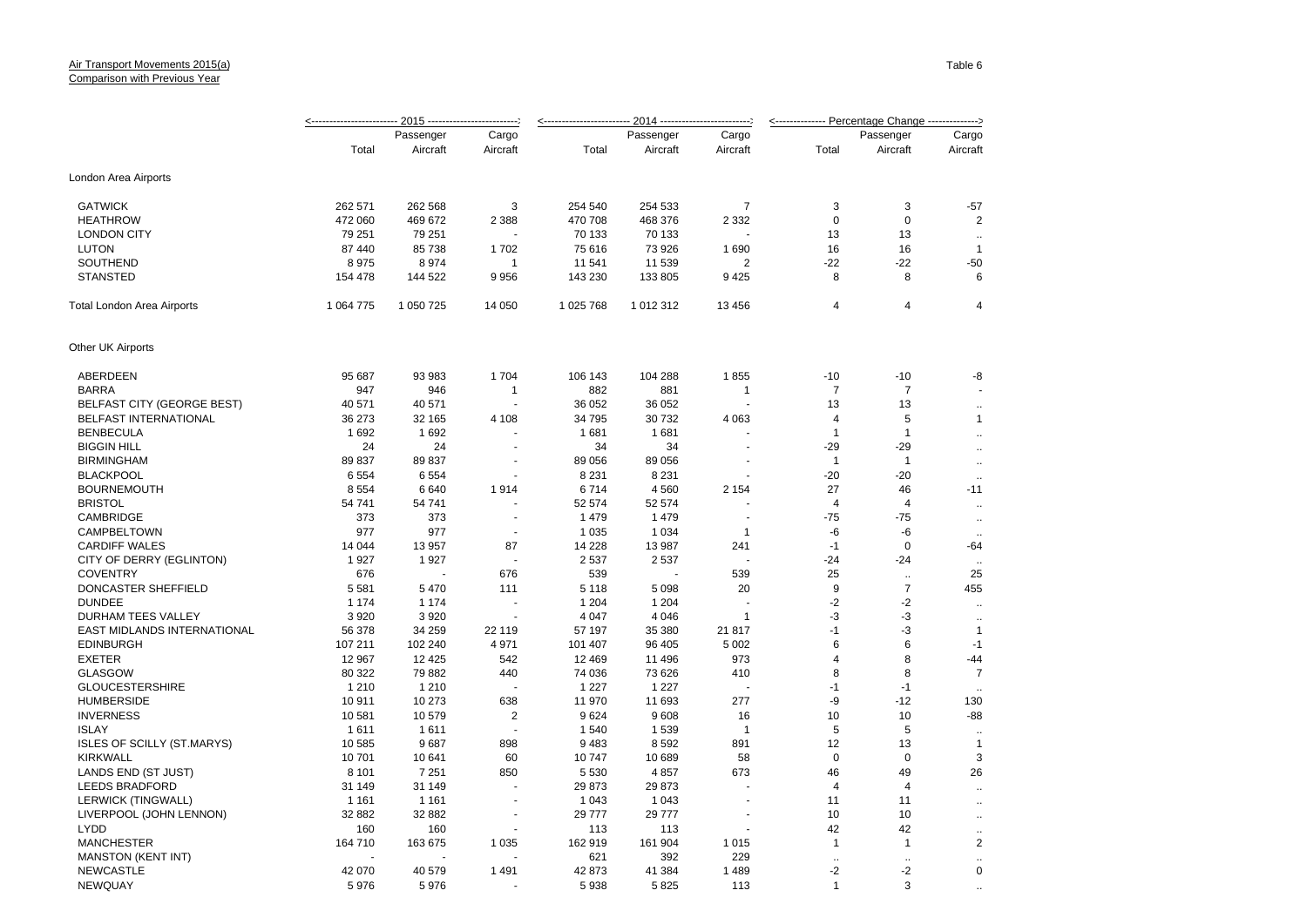Air Transport Movements 2015(a)
Comparison with Previous Year

Table 6

| | 2015 | | | 2014 | | | Percentage Change | | |
|---|---|---|---|---|---|---|---|---|---|
| | Total | Passenger Aircraft | Cargo Aircraft | Total | Passenger Aircraft | Cargo Aircraft | Total | Passenger Aircraft | Cargo Aircraft |
| **London Area Airports** | | | | | | | | | |
| GATWICK | 262 571 | 262 568 | 3 | 254 540 | 254 533 | 7 | 3 | 3 | -57 |
| HEATHROW | 472 060 | 469 672 | 2 388 | 470 708 | 468 376 | 2 332 | 0 | 0 | 2 |
| LONDON CITY | 79 251 | 79 251 | - | 70 133 | 70 133 | - | 13 | 13 | .. |
| LUTON | 87 440 | 85 738 | 1 702 | 75 616 | 73 926 | 1 690 | 16 | 16 | 1 |
| SOUTHEND | 8 975 | 8 974 | 1 | 11 541 | 11 539 | 2 | -22 | -22 | -50 |
| STANSTED | 154 478 | 144 522 | 9 956 | 143 230 | 133 805 | 9 425 | 8 | 8 | 6 |
| Total London Area Airports | 1 064 775 | 1 050 725 | 14 050 | 1 025 768 | 1 012 312 | 13 456 | 4 | 4 | 4 |
| **Other UK Airports** | | | | | | | | | |
| ABERDEEN | 95 687 | 93 983 | 1 704 | 106 143 | 104 288 | 1 855 | -10 | -10 | -8 |
| BARRA | 947 | 946 | 1 | 882 | 881 | 1 | 7 | 7 | - |
| BELFAST CITY (GEORGE BEST) | 40 571 | 40 571 | - | 36 052 | 36 052 | - | 13 | 13 | .. |
| BELFAST INTERNATIONAL | 36 273 | 32 165 | 4 108 | 34 795 | 30 732 | 4 063 | 4 | 5 | 1 |
| BENBECULA | 1 692 | 1 692 | - | 1 681 | 1 681 | - | 1 | 1 | .. |
| BIGGIN HILL | 24 | 24 | - | 34 | 34 | - | -29 | -29 | .. |
| BIRMINGHAM | 89 837 | 89 837 | - | 89 056 | 89 056 | - | 1 | 1 | .. |
| BLACKPOOL | 6 554 | 6 554 | - | 8 231 | 8 231 | - | -20 | -20 | .. |
| BOURNEMOUTH | 8 554 | 6 640 | 1 914 | 6 714 | 4 560 | 2 154 | 27 | 46 | -11 |
| BRISTOL | 54 741 | 54 741 | - | 52 574 | 52 574 | - | 4 | 4 | .. |
| CAMBRIDGE | 373 | 373 | - | 1 479 | 1 479 | - | -75 | -75 | .. |
| CAMPBELTOWN | 977 | 977 | - | 1 035 | 1 034 | 1 | -6 | -6 | .. |
| CARDIFF WALES | 14 044 | 13 957 | 87 | 14 228 | 13 987 | 241 | -1 | 0 | -64 |
| CITY OF DERRY (EGLINTON) | 1 927 | 1 927 | - | 2 537 | 2 537 | - | -24 | -24 | .. |
| COVENTRY | 676 | - | 676 | 539 | - | 539 | 25 | .. | 25 |
| DONCASTER SHEFFIELD | 5 581 | 5 470 | 111 | 5 118 | 5 098 | 20 | 9 | 7 | 455 |
| DUNDEE | 1 174 | 1 174 | - | 1 204 | 1 204 | - | -2 | -2 | .. |
| DURHAM TEES VALLEY | 3 920 | 3 920 | - | 4 047 | 4 046 | 1 | -3 | -3 | .. |
| EAST MIDLANDS INTERNATIONAL | 56 378 | 34 259 | 22 119 | 57 197 | 35 380 | 21 817 | -1 | -3 | 1 |
| EDINBURGH | 107 211 | 102 240 | 4 971 | 101 407 | 96 405 | 5 002 | 6 | 6 | -1 |
| EXETER | 12 967 | 12 425 | 542 | 12 469 | 11 496 | 973 | 4 | 8 | -44 |
| GLASGOW | 80 322 | 79 882 | 440 | 74 036 | 73 626 | 410 | 8 | 8 | 7 |
| GLOUCESTERSHIRE | 1 210 | 1 210 | - | 1 227 | 1 227 | - | -1 | -1 | .. |
| HUMBERSIDE | 10 911 | 10 273 | 638 | 11 970 | 11 693 | 277 | -9 | -12 | 130 |
| INVERNESS | 10 581 | 10 579 | 2 | 9 624 | 9 608 | 16 | 10 | 10 | -88 |
| ISLAY | 1 611 | 1 611 | - | 1 540 | 1 539 | 1 | 5 | 5 | .. |
| ISLES OF SCILLY (ST.MARYS) | 10 585 | 9 687 | 898 | 9 483 | 8 592 | 891 | 12 | 13 | 1 |
| KIRKWALL | 10 701 | 10 641 | 60 | 10 747 | 10 689 | 58 | 0 | 0 | 3 |
| LANDS END (ST JUST) | 8 101 | 7 251 | 850 | 5 530 | 4 857 | 673 | 46 | 49 | 26 |
| LEEDS BRADFORD | 31 149 | 31 149 | - | 29 873 | 29 873 | - | 4 | 4 | .. |
| LERWICK (TINGWALL) | 1 161 | 1 161 | - | 1 043 | 1 043 | - | 11 | 11 | .. |
| LIVERPOOL (JOHN LENNON) | 32 882 | 32 882 | - | 29 777 | 29 777 | - | 10 | 10 | .. |
| LYDD | 160 | 160 | - | 113 | 113 | - | 42 | 42 | .. |
| MANCHESTER | 164 710 | 163 675 | 1 035 | 162 919 | 161 904 | 1 015 | 1 | 1 | 2 |
| MANSTON (KENT INT) | - | - | - | 621 | 392 | 229 | .. | .. | .. |
| NEWCASTLE | 42 070 | 40 579 | 1 491 | 42 873 | 41 384 | 1 489 | -2 | -2 | 0 |
| NEWQUAY | 5 976 | 5 976 | - | 5 938 | 5 825 | 113 | 1 | 3 | .. |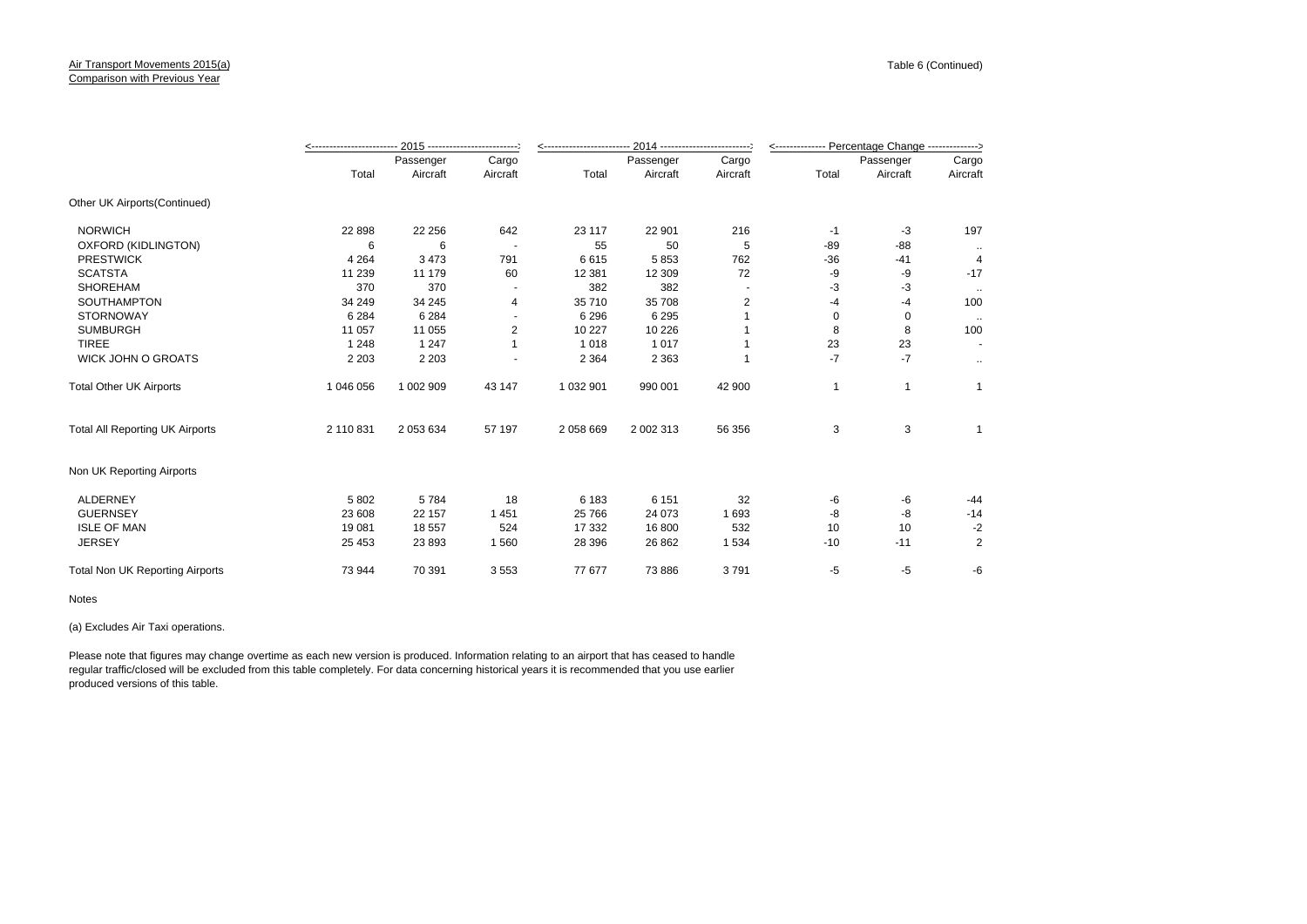Air Transport Movements 2015(a)
Comparison with Previous Year

Table 6 (Continued)

| | 2015 | | | 2014 | | | Percentage Change | | |
|---|---|---|---|---|---|---|---|---|---|
| | Total | Passenger Aircraft | Cargo Aircraft | Total | Passenger Aircraft | Cargo Aircraft | Total | Passenger Aircraft | Cargo Aircraft |
| **Other UK Airports(Continued)** | | | | | | | | | |
| NORWICH | 22 898 | 22 256 | 642 | 23 117 | 22 901 | 216 | -1 | -3 | 197 |
| OXFORD (KIDLINGTON) | 6 | 6 | - | 55 | 50 | 5 | -89 | -88 | .. |
| PRESTWICK | 4 264 | 3 473 | 791 | 6 615 | 5 853 | 762 | -36 | -41 | 4 |
| SCATSTA | 11 239 | 11 179 | 60 | 12 381 | 12 309 | 72 | -9 | -9 | -17 |
| SHOREHAM | 370 | 370 | - | 382 | 382 | - | -3 | -3 | .. |
| SOUTHAMPTON | 34 249 | 34 245 | 4 | 35 710 | 35 708 | 2 | -4 | -4 | 100 |
| STORNOWAY | 6 284 | 6 284 | - | 6 296 | 6 295 | 1 | 0 | 0 | .. |
| SUMBURGH | 11 057 | 11 055 | 2 | 10 227 | 10 226 | 1 | 8 | 8 | 100 |
| TIREE | 1 248 | 1 247 | 1 | 1 018 | 1 017 | 1 | 23 | 23 | - |
| WICK JOHN O GROATS | 2 203 | 2 203 | - | 2 364 | 2 363 | 1 | -7 | -7 | .. |
| Total Other UK Airports | 1 046 056 | 1 002 909 | 43 147 | 1 032 901 | 990 001 | 42 900 | 1 | 1 | 1 |
| Total All Reporting UK Airports | 2 110 831 | 2 053 634 | 57 197 | 2 058 669 | 2 002 313 | 56 356 | 3 | 3 | 1 |
| **Non UK Reporting Airports** | | | | | | | | | |
| ALDERNEY | 5 802 | 5 784 | 18 | 6 183 | 6 151 | 32 | -6 | -6 | -44 |
| GUERNSEY | 23 608 | 22 157 | 1 451 | 25 766 | 24 073 | 1 693 | -8 | -8 | -14 |
| ISLE OF MAN | 19 081 | 18 557 | 524 | 17 332 | 16 800 | 532 | 10 | 10 | -2 |
| JERSEY | 25 453 | 23 893 | 1 560 | 28 396 | 26 862 | 1 534 | -10 | -11 | 2 |
| Total Non UK Reporting Airports | 73 944 | 70 391 | 3 553 | 77 677 | 73 886 | 3 791 | -5 | -5 | -6 |

Notes

(a) Excludes Air Taxi operations.

Please note that figures may change overtime as each new version is produced. Information relating to an airport that has ceased to handle regular traffic/closed will be excluded from this table completely. For data concerning historical years it is recommended that you use earlier produced versions of this table.